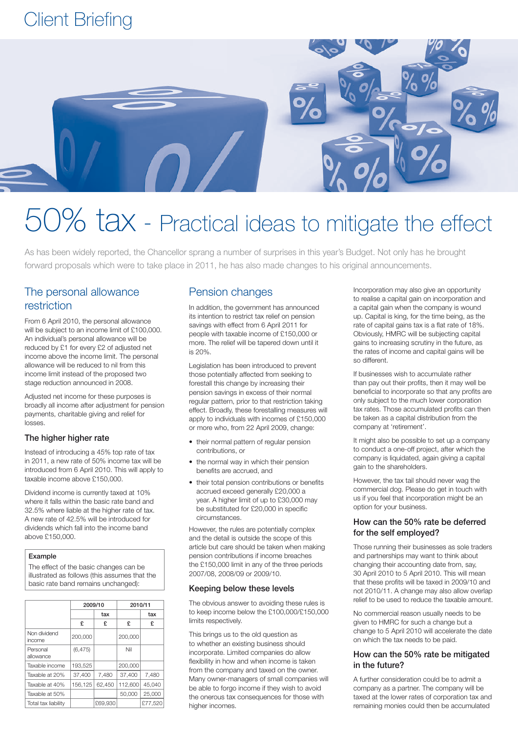# Client Briefing

# 50% tax - Practical ideas to mitigate the effect

As has been widely reported, the Chancellor sprang a number of surprises in this year's Budget. Not only has he brought forward proposals which were to take place in 2011, he has also made changes to his original announcements.

## The personal allowance restriction

From 6 April 2010, the personal allowance will be subject to an income limit of £100,000. An individual's personal allowance will be reduced by £1 for every £2 of adjusted net income above the income limit. The personal allowance will be reduced to nil from this income limit instead of the proposed two stage reduction announced in 2008.

Adjusted net income for these purposes is broadly all income after adjustment for pension payments, charitable giving and relief for losses.

### The higher higher rate

Instead of introducing a 45% top rate of tax in 2011, a new rate of 50% income tax will be introduced from 6 April 2010. This will apply to taxable income above £150,000.

Dividend income is currently taxed at 10% where it falls within the basic rate band and 32.5% where liable at the higher rate of tax. A new rate of 42.5% will be introduced for dividends which fall into the income band above £150,000.

**Example**

The effect of the basic changes can be illustrated as follows (this assumes that the basic rate band remains unchanged):

| | 2009/10 | | 2010/11 | |
|---|---|---|---|---|
| | | tax | | tax |
| | £ | £ | £ | £ |
| Non dividend income | 200,000 | | 200,000 | |
| Personal allowance | (6,475) | | Nil | |
| Taxable income | 193,525 | | 200,000 | |
| Taxable at 20% | 37,400 | 7,480 | 37,400 | 7,480 |
| Taxable at 40% | 156,125 | 62,450 | 112,600 | 45,040 |
| Taxable at 50% | | | 50,000 | 25,000 |
| Total tax liability | | £69,930 | | £77,520 |

## Pension changes

In addition, the government has announced its intention to restrict tax relief on pension savings with effect from 6 April 2011 for people with taxable income of £150,000 or more. The relief will be tapered down until it is 20%.

Legislation has been introduced to prevent those potentially affected from seeking to forestall this change by increasing their pension savings in excess of their normal regular pattern, prior to that restriction taking effect. Broadly, these forestalling measures will apply to individuals with incomes of £150,000 or more who, from 22 April 2009, change:

- their normal pattern of regular pension contributions, or
- the normal way in which their pension benefits are accrued, and
- their total pension contributions or benefits accrued exceed generally £20,000 a year. A higher limit of up to £30,000 may be substituted for £20,000 in specific circumstances.

However, the rules are potentially complex and the detail is outside the scope of this article but care should be taken when making pension contributions if income breaches the £150,000 limit in any of the three periods 2007/08, 2008/09 or 2009/10.

### Keeping below these levels

The obvious answer to avoiding these rules is to keep income below the £100,000/£150,000 limits respectively.

This brings us to the old question as to whether an existing business should incorporate. Limited companies do allow flexibility in how and when income is taken from the company and taxed on the owner. Many owner-managers of small companies will be able to forgo income if they wish to avoid the onerous tax consequences for those with higher incomes.

Incorporation may also give an opportunity to realise a capital gain on incorporation and a capital gain when the company is wound up. Capital is king, for the time being, as the rate of capital gains tax is a flat rate of 18%. Obviously, HMRC will be subjecting capital gains to increasing scrutiny in the future, as the rates of income and capital gains will be so different.

If businesses wish to accumulate rather than pay out their profits, then it may well be beneficial to incorporate so that any profits are only subject to the much lower corporation tax rates. Those accumulated profits can then be taken as a capital distribution from the company at 'retirement'.

It might also be possible to set up a company to conduct a one-off project, after which the company is liquidated, again giving a capital gain to the shareholders.

However, the tax tail should never wag the commercial dog. Please do get in touch with us if you feel that incorporation might be an option for your business.

### How can the 50% rate be deferred for the self employed?

Those running their businesses as sole traders and partnerships may want to think about changing their accounting date from, say, 30 April 2010 to 5 April 2010. This will mean that these profits will be taxed in 2009/10 and not 2010/11. A change may also allow overlap relief to be used to reduce the taxable amount.

No commercial reason usually needs to be given to HMRC for such a change but a change to 5 April 2010 will accelerate the date on which the tax needs to be paid.

### How can the 50% rate be mitigated in the future?

A further consideration could be to admit a company as a partner. The company will be taxed at the lower rates of corporation tax and remaining monies could then be accumulated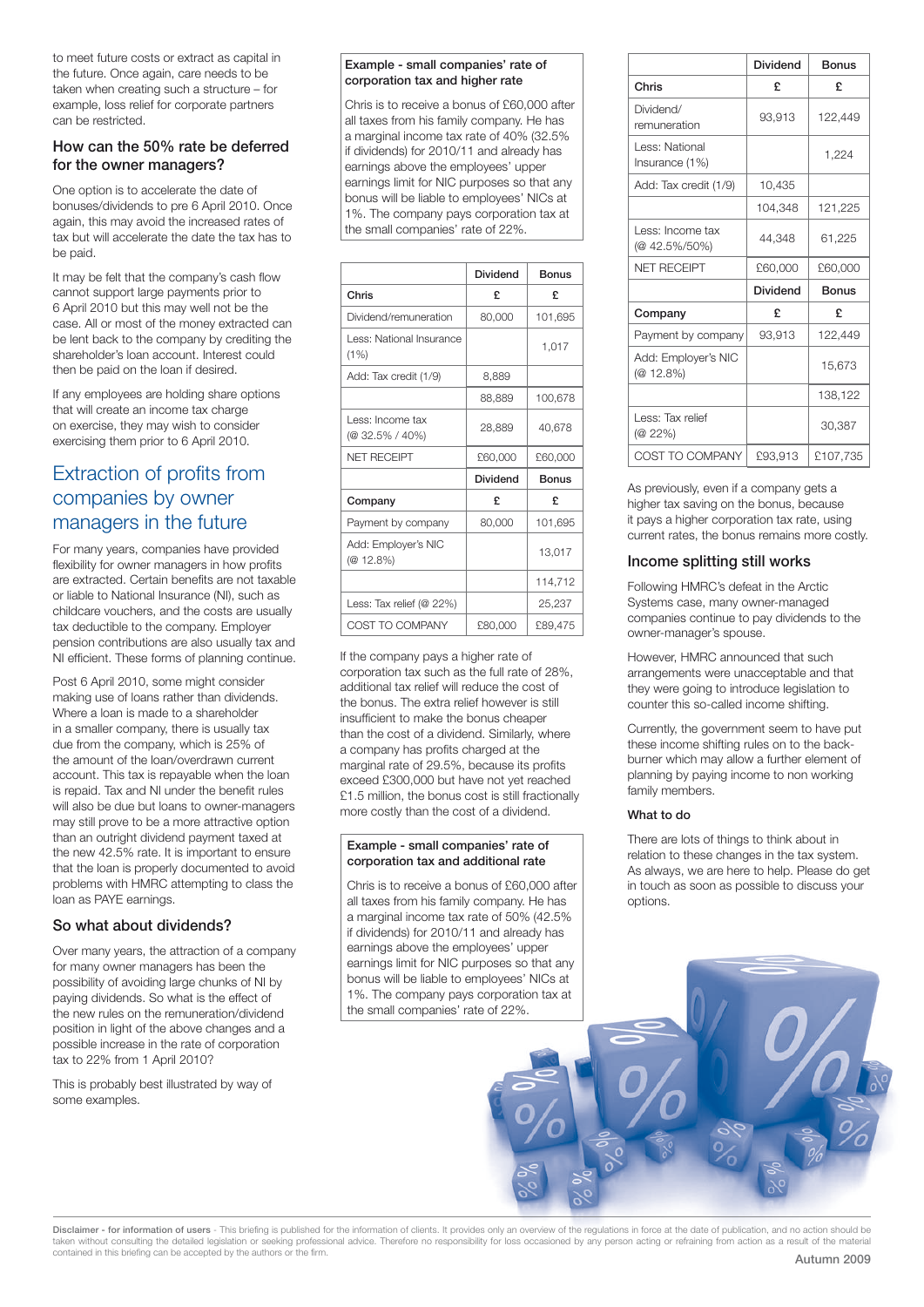to meet future costs or extract as capital in the future. Once again, care needs to be taken when creating such a structure – for example, loss relief for corporate partners can be restricted.

### How can the 50% rate be deferred for the owner managers?

One option is to accelerate the date of bonuses/dividends to pre 6 April 2010. Once again, this may avoid the increased rates of tax but will accelerate the date the tax has to be paid.

It may be felt that the company's cash flow cannot support large payments prior to 6 April 2010 but this may well not be the case. All or most of the money extracted can be lent back to the company by crediting the shareholder's loan account. Interest could then be paid on the loan if desired.

If any employees are holding share options that will create an income tax charge on exercise, they may wish to consider exercising them prior to 6 April 2010.

## Extraction of profits from companies by owner managers in the future

For many years, companies have provided flexibility for owner managers in how profits are extracted. Certain benefits are not taxable or liable to National Insurance (NI), such as childcare vouchers, and the costs are usually tax deductible to the company. Employer pension contributions are also usually tax and NI efficient. These forms of planning continue.

Post 6 April 2010, some might consider making use of loans rather than dividends. Where a loan is made to a shareholder in a smaller company, there is usually tax due from the company, which is 25% of the amount of the loan/overdrawn current account. This tax is repayable when the loan is repaid. Tax and NI under the benefit rules will also be due but loans to owner-managers may still prove to be a more attractive option than an outright dividend payment taxed at the new 42.5% rate. It is important to ensure that the loan is properly documented to avoid problems with HMRC attempting to class the loan as PAYE earnings.

### So what about dividends?

Over many years, the attraction of a company for many owner managers has been the possibility of avoiding large chunks of NI by paying dividends. So what is the effect of the new rules on the remuneration/dividend position in light of the above changes and a possible increase in the rate of corporation tax to 22% from 1 April 2010?

This is probably best illustrated by way of some examples.

**Example - small companies' rate of corporation tax and higher rate**

Chris is to receive a bonus of £60,000 after all taxes from his family company. He has a marginal income tax rate of 40% (32.5% if dividends) for 2010/11 and already has earnings above the employees' upper earnings limit for NIC purposes so that any bonus will be liable to employees' NICs at 1%. The company pays corporation tax at the small companies' rate of 22%.

| | Dividend | Bonus |
|---|---|---|
| **Chris** | **£** | **£** |
| Dividend/remuneration | 80,000 | 101,695 |
| Less: National Insurance (1%) | | 1,017 |
| Add: Tax credit (1/9) | 8,889 | |
| | 88,889 | 100,678 |
| Less: Income tax (@ 32.5% / 40%) | 28,889 | 40,678 |
| NET RECEIPT | £60,000 | £60,000 |
| | **Dividend** | **Bonus** |
| **Company** | **£** | **£** |
| Payment by company | 80,000 | 101,695 |
| Add: Employer's NIC (@ 12.8%) | | 13,017 |
| | | 114,712 |
| Less: Tax relief (@ 22%) | | 25,237 |
| COST TO COMPANY | £80,000 | £89,475 |

If the company pays a higher rate of corporation tax such as the full rate of 28%, additional tax relief will reduce the cost of the bonus. The extra relief however is still insufficient to make the bonus cheaper than the cost of a dividend. Similarly, where a company has profits charged at the marginal rate of 29.5%, because its profits exceed £300,000 but have not yet reached £1.5 million, the bonus cost is still fractionally more costly than the cost of a dividend.

**Example - small companies' rate of corporation tax and additional rate**

Chris is to receive a bonus of £60,000 after all taxes from his family company. He has a marginal income tax rate of 50% (42.5% if dividends) for 2010/11 and already has earnings above the employees' upper earnings limit for NIC purposes so that any bonus will be liable to employees' NICs at 1%. The company pays corporation tax at the small companies' rate of 22%.

| | Dividend | Bonus |
|---|---|---|
| **Chris** | **£** | **£** |
| Dividend/ remuneration | 93,913 | 122,449 |
| Less: National Insurance (1%) | | 1,224 |
| Add: Tax credit (1/9) | 10,435 | |
| | 104,348 | 121,225 |
| Less: Income tax (@ 42.5%/50%) | 44,348 | 61,225 |
| NET RECEIPT | £60,000 | £60,000 |
| | **Dividend** | **Bonus** |
| **Company** | **£** | **£** |
| Payment by company | 93,913 | 122,449 |
| Add: Employer's NIC (@ 12.8%) | | 15,673 |
| | | 138,122 |
| Less: Tax relief (@ 22%) | | 30,387 |
| COST TO COMPANY | £93,913 | £107,735 |

As previously, even if a company gets a higher tax saving on the bonus, because it pays a higher corporation tax rate, using current rates, the bonus remains more costly.

### Income splitting still works

Following HMRC's defeat in the Arctic Systems case, many owner-managed companies continue to pay dividends to the owner-manager's spouse.

However, HMRC announced that such arrangements were unacceptable and that they were going to introduce legislation to counter this so-called income shifting.

Currently, the government seem to have put these income shifting rules on to the back-burner which may allow a further element of planning by paying income to non working family members.

#### What to do

There are lots of things to think about in relation to these changes in the tax system. As always, we are here to help. Please do get in touch as soon as possible to discuss your options.

**Disclaimer - for information of users** - This briefing is published for the information of clients. It provides only an overview of the regulations in force at the date of publication, and no action should be taken without consulting the detailed legislation or seeking professional advice. Therefore no responsibility for loss occasioned by any person acting or refraining from action as a result of the material contained in this briefing can be accepted by the authors or the firm.

Autumn 2009